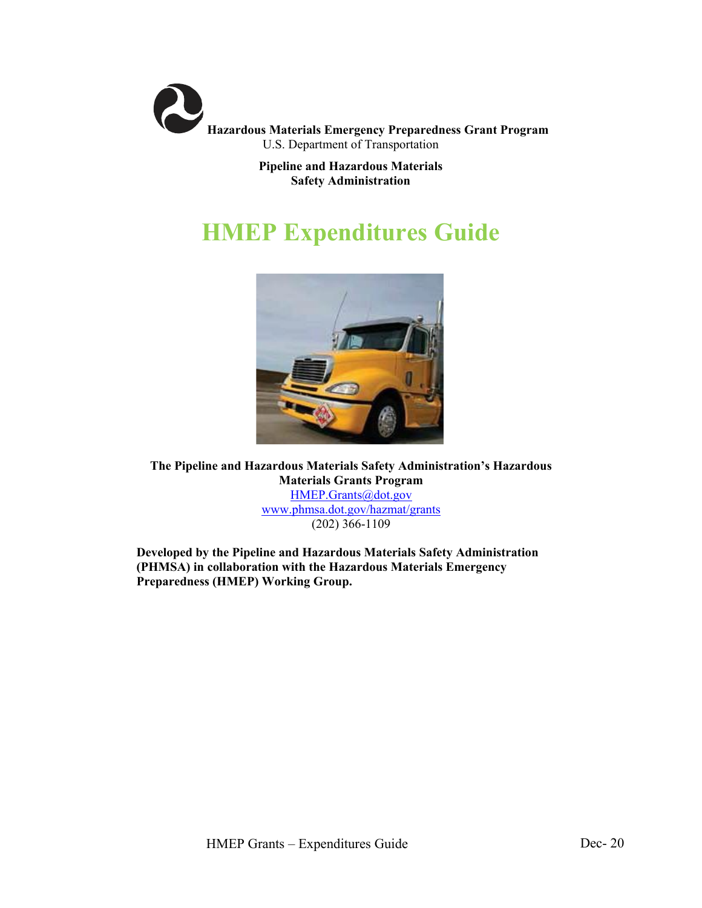**Hazardous Materials Emergency Preparedness Grant Program**
U.S. Department of Transportation

**Pipeline and Hazardous Materials Safety Administration**

# HMEP Expenditures Guide

**The Pipeline and Hazardous Materials Safety Administration's Hazardous Materials Grants Program**
HMEP.Grants@dot.gov
www.phmsa.dot.gov/hazmat/grants
(202) 366-1109

**Developed by the Pipeline and Hazardous Materials Safety Administration (PHMSA) in collaboration with the Hazardous Materials Emergency Preparedness (HMEP) Working Group.**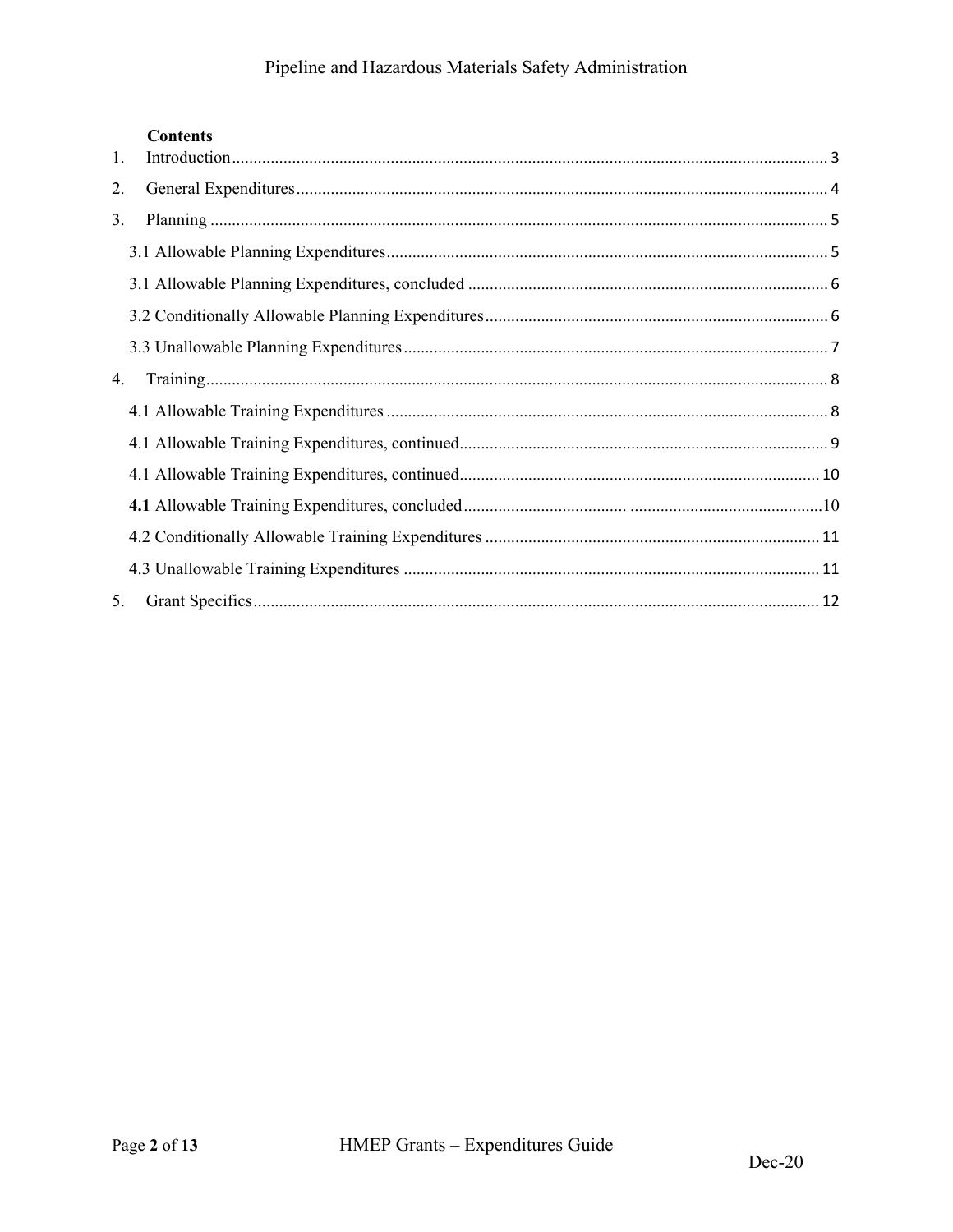**Contents**

1. Introduction ... 3
2. General Expenditures ... 4
3. Planning ... 5
   - 3.1 Allowable Planning Expenditures ... 5
   - 3.1 Allowable Planning Expenditures, concluded ... 6
   - 3.2 Conditionally Allowable Planning Expenditures ... 6
   - 3.3 Unallowable Planning Expenditures ... 7
4. Training ... 8
   - 4.1 Allowable Training Expenditures ... 8
   - 4.1 Allowable Training Expenditures, continued ... 9
   - 4.1 Allowable Training Expenditures, continued ... 10
   - **4.1** Allowable Training Expenditures, concluded ... 10
   - 4.2 Conditionally Allowable Training Expenditures ... 11
   - 4.3 Unallowable Training Expenditures ... 11
5. Grant Specifics ... 12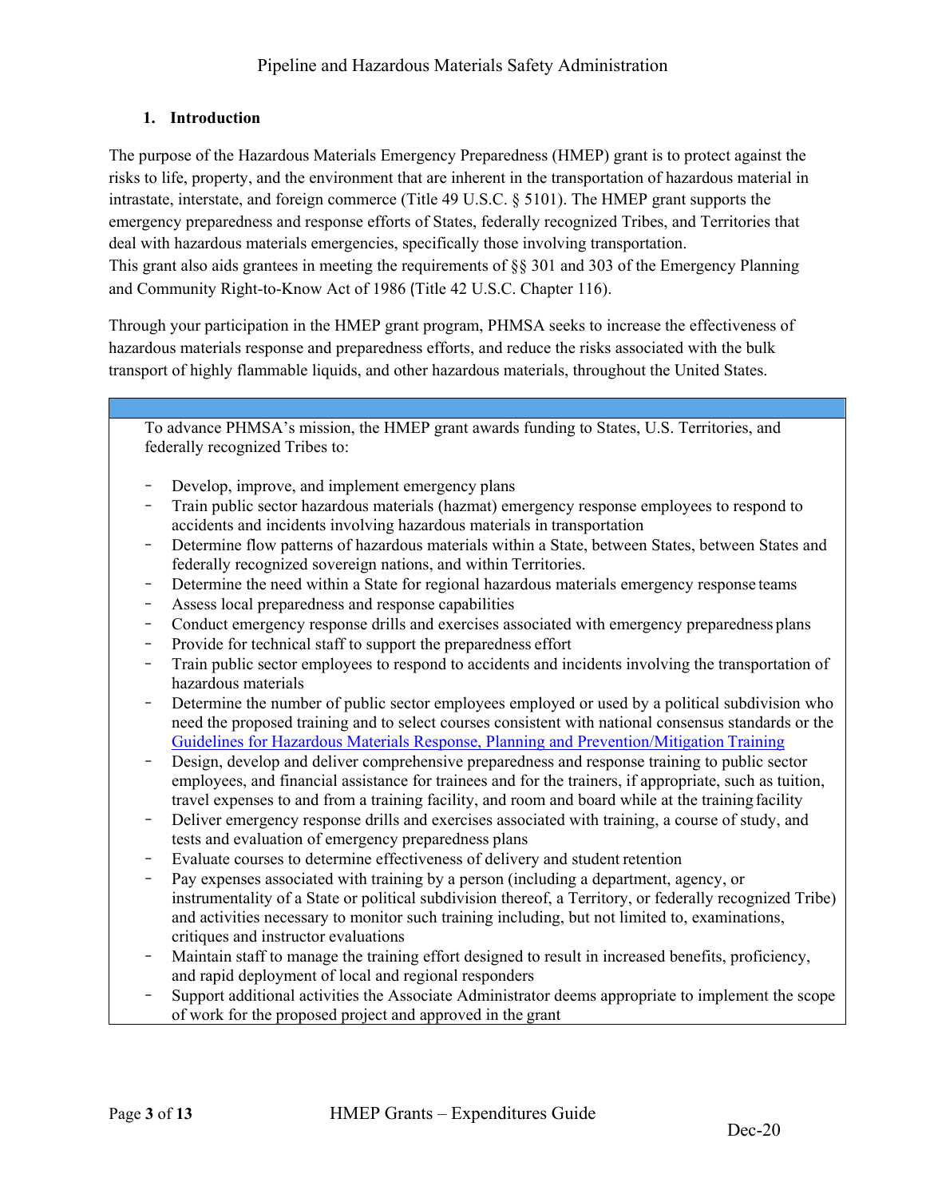## 1. Introduction

The purpose of the Hazardous Materials Emergency Preparedness (HMEP) grant is to protect against the risks to life, property, and the environment that are inherent in the transportation of hazardous material in intrastate, interstate, and foreign commerce (Title 49 U.S.C. § 5101). The HMEP grant supports the emergency preparedness and response efforts of States, federally recognized Tribes, and Territories that deal with hazardous materials emergencies, specifically those involving transportation. This grant also aids grantees in meeting the requirements of §§ 301 and 303 of the Emergency Planning and Community Right-to-Know Act of 1986 (Title 42 U.S.C. Chapter 116).

Through your participation in the HMEP grant program, PHMSA seeks to increase the effectiveness of hazardous materials response and preparedness efforts, and reduce the risks associated with the bulk transport of highly flammable liquids, and other hazardous materials, throughout the United States.

To advance PHMSA's mission, the HMEP grant awards funding to States, U.S. Territories, and federally recognized Tribes to:

- Develop, improve, and implement emergency plans
- Train public sector hazardous materials (hazmat) emergency response employees to respond to accidents and incidents involving hazardous materials in transportation
- Determine flow patterns of hazardous materials within a State, between States, between States and federally recognized sovereign nations, and within Territories.
- Determine the need within a State for regional hazardous materials emergency response teams
- Assess local preparedness and response capabilities
- Conduct emergency response drills and exercises associated with emergency preparedness plans
- Provide for technical staff to support the preparedness effort
- Train public sector employees to respond to accidents and incidents involving the transportation of hazardous materials
- Determine the number of public sector employees employed or used by a political subdivision who need the proposed training and to select courses consistent with national consensus standards or the Guidelines for Hazardous Materials Response, Planning and Prevention/Mitigation Training
- Design, develop and deliver comprehensive preparedness and response training to public sector employees, and financial assistance for trainees and for the trainers, if appropriate, such as tuition, travel expenses to and from a training facility, and room and board while at the training facility
- Deliver emergency response drills and exercises associated with training, a course of study, and tests and evaluation of emergency preparedness plans
- Evaluate courses to determine effectiveness of delivery and student retention
- Pay expenses associated with training by a person (including a department, agency, or instrumentality of a State or political subdivision thereof, a Territory, or federally recognized Tribe) and activities necessary to monitor such training including, but not limited to, examinations, critiques and instructor evaluations
- Maintain staff to manage the training effort designed to result in increased benefits, proficiency, and rapid deployment of local and regional responders
- Support additional activities the Associate Administrator deems appropriate to implement the scope of work for the proposed project and approved in the grant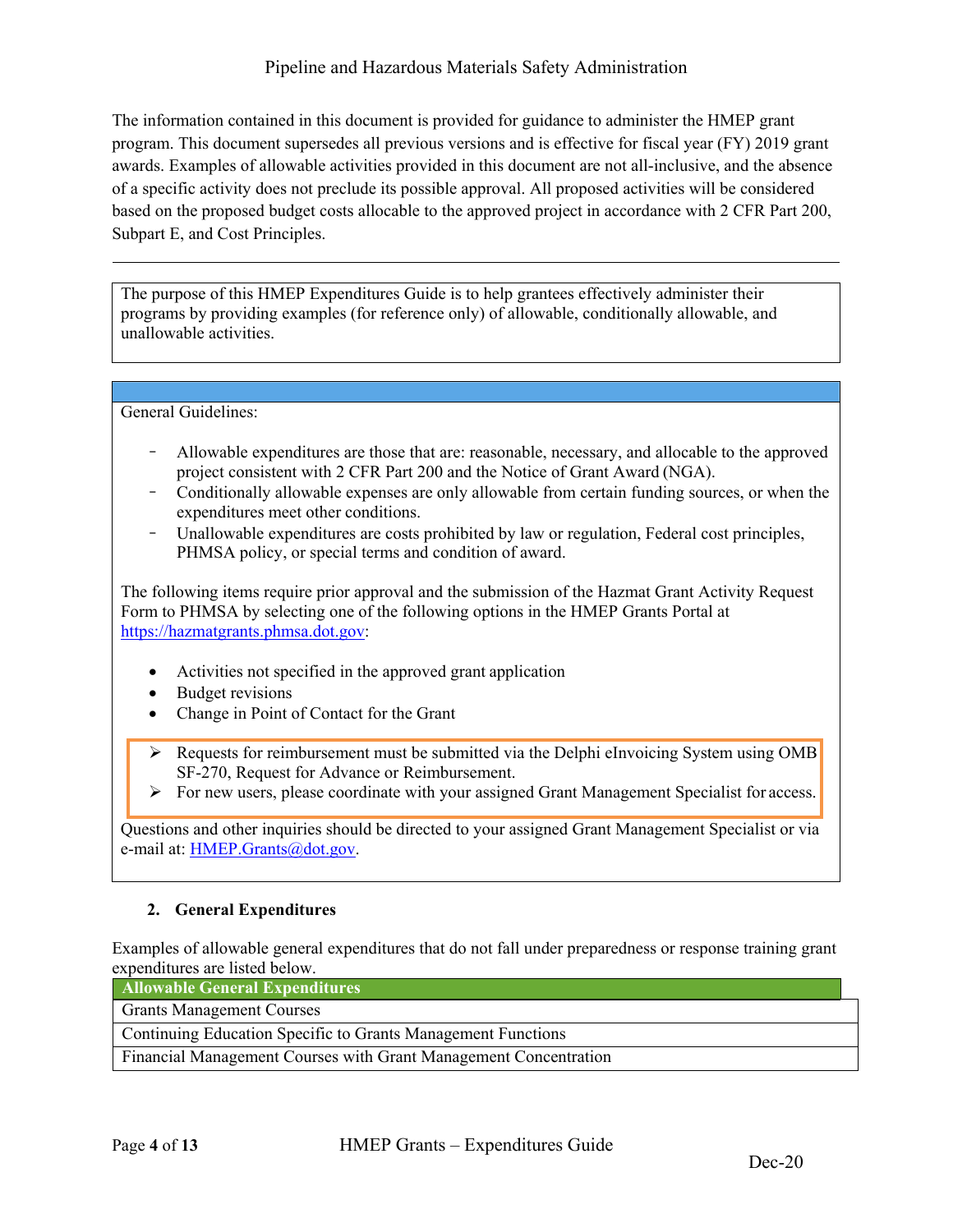The information contained in this document is provided for guidance to administer the HMEP grant program. This document supersedes all previous versions and is effective for fiscal year (FY) 2019 grant awards. Examples of allowable activities provided in this document are not all-inclusive, and the absence of a specific activity does not preclude its possible approval. All proposed activities will be considered based on the proposed budget costs allocable to the approved project in accordance with 2 CFR Part 200, Subpart E, and Cost Principles.

---

The purpose of this HMEP Expenditures Guide is to help grantees effectively administer their programs by providing examples (for reference only) of allowable, conditionally allowable, and unallowable activities.

General Guidelines:

- Allowable expenditures are those that are: reasonable, necessary, and allocable to the approved project consistent with 2 CFR Part 200 and the Notice of Grant Award (NGA).
- Conditionally allowable expenses are only allowable from certain funding sources, or when the expenditures meet other conditions.
- Unallowable expenditures are costs prohibited by law or regulation, Federal cost principles, PHMSA policy, or special terms and condition of award.

The following items require prior approval and the submission of the Hazmat Grant Activity Request Form to PHMSA by selecting one of the following options in the HMEP Grants Portal at https://hazmatgrants.phmsa.dot.gov:

- Activities not specified in the approved grant application
- Budget revisions
- Change in Point of Contact for the Grant

> - Requests for reimbursement must be submitted via the Delphi eInvoicing System using OMB SF-270, Request for Advance or Reimbursement.
> - For new users, please coordinate with your assigned Grant Management Specialist for access.

Questions and other inquiries should be directed to your assigned Grant Management Specialist or via e-mail at: HMEP.Grants@dot.gov.

## 2. General Expenditures

Examples of allowable general expenditures that do not fall under preparedness or response training grant expenditures are listed below.

| Allowable General Expenditures |
| --- |
| Grants Management Courses |
| Continuing Education Specific to Grants Management Functions |
| Financial Management Courses with Grant Management Concentration |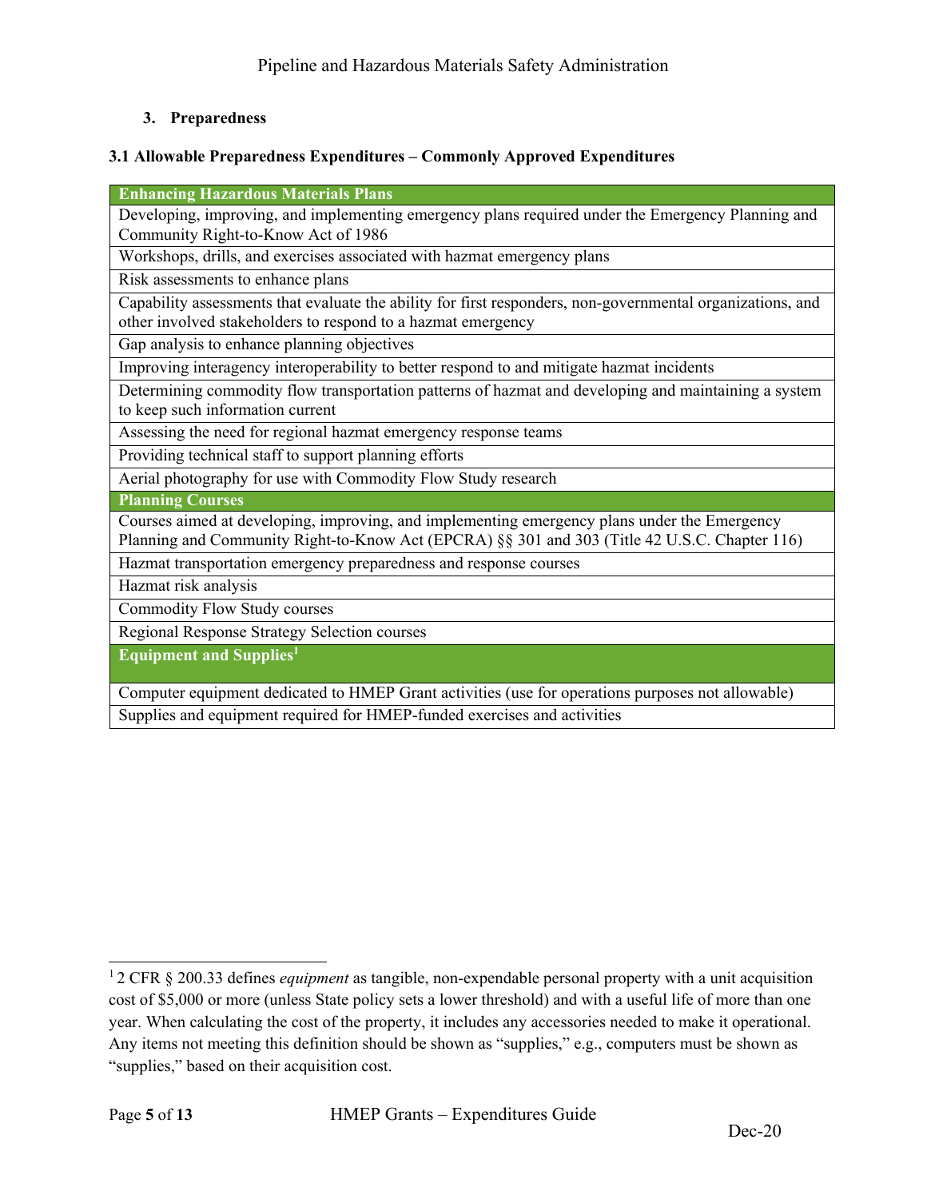## 3. Preparedness

### 3.1 Allowable Preparedness Expenditures – Commonly Approved Expenditures

| **Enhancing Hazardous Materials Plans** |
| --- |
| Developing, improving, and implementing emergency plans required under the Emergency Planning and Community Right-to-Know Act of 1986 |
| Workshops, drills, and exercises associated with hazmat emergency plans |
| Risk assessments to enhance plans |
| Capability assessments that evaluate the ability for first responders, non-governmental organizations, and other involved stakeholders to respond to a hazmat emergency |
| Gap analysis to enhance planning objectives |
| Improving interagency interoperability to better respond to and mitigate hazmat incidents |
| Determining commodity flow transportation patterns of hazmat and developing and maintaining a system to keep such information current |
| Assessing the need for regional hazmat emergency response teams |
| Providing technical staff to support planning efforts |
| Aerial photography for use with Commodity Flow Study research |
| **Planning Courses** |
| Courses aimed at developing, improving, and implementing emergency plans under the Emergency Planning and Community Right-to-Know Act (EPCRA) §§ 301 and 303 (Title 42 U.S.C. Chapter 116) |
| Hazmat transportation emergency preparedness and response courses |
| Hazmat risk analysis |
| Commodity Flow Study courses |
| Regional Response Strategy Selection courses |
| **Equipment and Supplies**[1] |
| Computer equipment dedicated to HMEP Grant activities (use for operations purposes not allowable) |
| Supplies and equipment required for HMEP-funded exercises and activities |

---

[1] 2 CFR § 200.33 defines *equipment* as tangible, non-expendable personal property with a unit acquisition cost of $5,000 or more (unless State policy sets a lower threshold) and with a useful life of more than one year. When calculating the cost of the property, it includes any accessories needed to make it operational. Any items not meeting this definition should be shown as "supplies," e.g., computers must be shown as "supplies," based on their acquisition cost.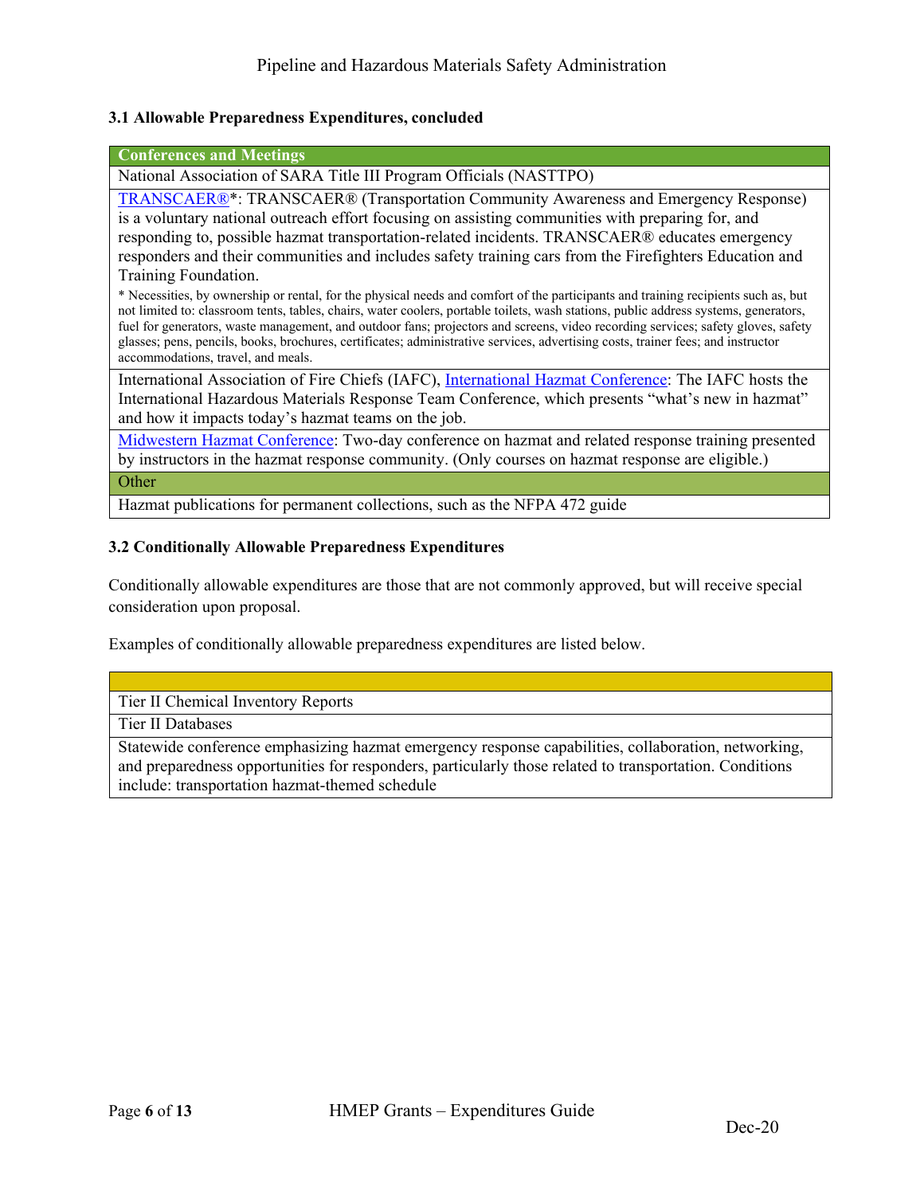### 3.1 Allowable Preparedness Expenditures, concluded

| Conferences and Meetings |
|---|
| National Association of SARA Title III Program Officials (NASTTPO) |
| TRANSCAER®*: TRANSCAER® (Transportation Community Awareness and Emergency Response) is a voluntary national outreach effort focusing on assisting communities with preparing for, and responding to, possible hazmat transportation-related incidents. TRANSCAER® educates emergency responders and their communities and includes safety training cars from the Firefighters Education and Training Foundation.<br>* Necessities, by ownership or rental, for the physical needs and comfort of the participants and training recipients such as, but not limited to: classroom tents, tables, chairs, water coolers, portable toilets, wash stations, public address systems, generators, fuel for generators, waste management, and outdoor fans; projectors and screens, video recording services; safety gloves, safety glasses; pens, pencils, books, brochures, certificates; administrative services, advertising costs, trainer fees; and instructor accommodations, travel, and meals. |
| International Association of Fire Chiefs (IAFC), International Hazmat Conference: The IAFC hosts the International Hazardous Materials Response Team Conference, which presents "what's new in hazmat" and how it impacts today's hazmat teams on the job. |
| Midwestern Hazmat Conference: Two-day conference on hazmat and related response training presented by instructors in the hazmat response community. (Only courses on hazmat response are eligible.) |
| **Other** |
| Hazmat publications for permanent collections, such as the NFPA 472 guide |

### 3.2 Conditionally Allowable Preparedness Expenditures

Conditionally allowable expenditures are those that are not commonly approved, but will receive special consideration upon proposal.

Examples of conditionally allowable preparedness expenditures are listed below.

| |
|---|
| Tier II Chemical Inventory Reports |
| Tier II Databases |
| Statewide conference emphasizing hazmat emergency response capabilities, collaboration, networking, and preparedness opportunities for responders, particularly those related to transportation. Conditions include: transportation hazmat-themed schedule |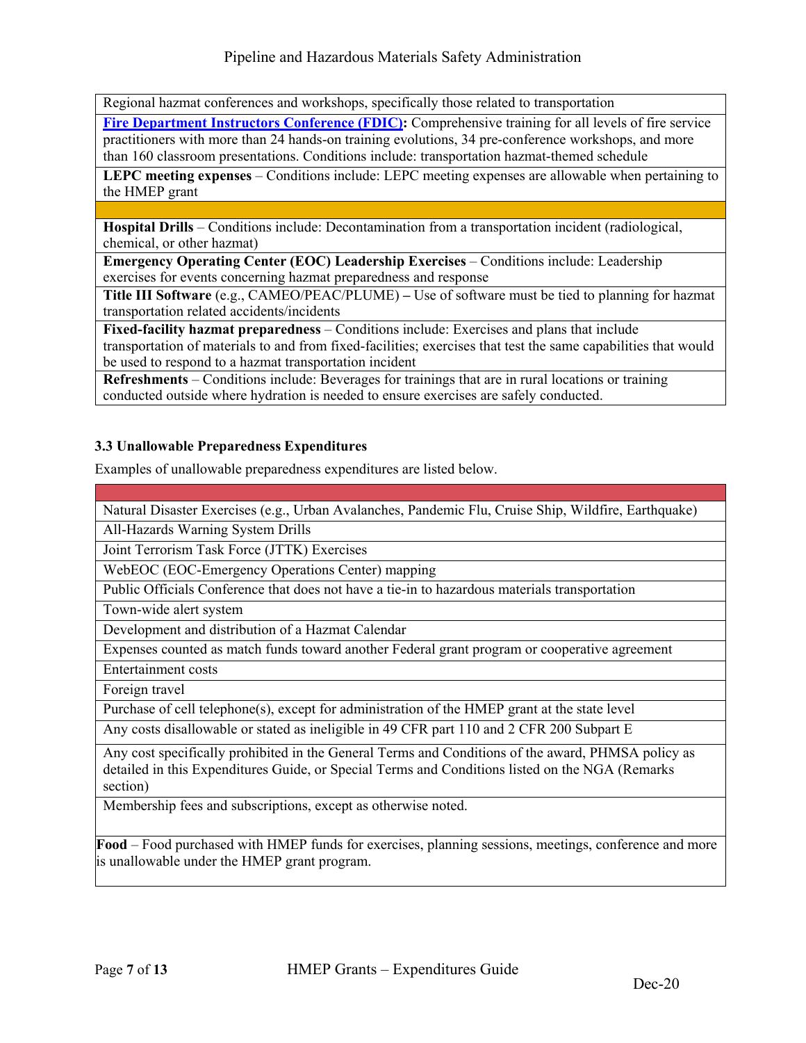| Regional hazmat conferences and workshops, specifically those related to transportation |
|---|
| **Fire Department Instructors Conference (FDIC):** Comprehensive training for all levels of fire service practitioners with more than 24 hands-on training evolutions, 34 pre-conference workshops, and more than 160 classroom presentations. Conditions include: transportation hazmat-themed schedule |
| **LEPC meeting expenses** – Conditions include: LEPC meeting expenses are allowable when pertaining to the HMEP grant |
| |
| **Hospital Drills** – Conditions include: Decontamination from a transportation incident (radiological, chemical, or other hazmat) |
| **Emergency Operating Center (EOC) Leadership Exercises** – Conditions include: Leadership exercises for events concerning hazmat preparedness and response |
| **Title III Software** (e.g., CAMEO/PEAC/PLUME) **–** Use of software must be tied to planning for hazmat transportation related accidents/incidents |
| **Fixed-facility hazmat preparedness** – Conditions include: Exercises and plans that include transportation of materials to and from fixed-facilities; exercises that test the same capabilities that would be used to respond to a hazmat transportation incident |
| **Refreshments** – Conditions include: Beverages for trainings that are in rural locations or training conducted outside where hydration is needed to ensure exercises are safely conducted. |

### 3.3 Unallowable Preparedness Expenditures

Examples of unallowable preparedness expenditures are listed below.

| |
|---|
| Natural Disaster Exercises (e.g., Urban Avalanches, Pandemic Flu, Cruise Ship, Wildfire, Earthquake) |
| All-Hazards Warning System Drills |
| Joint Terrorism Task Force (JTTK) Exercises |
| WebEOC (EOC-Emergency Operations Center) mapping |
| Public Officials Conference that does not have a tie-in to hazardous materials transportation |
| Town-wide alert system |
| Development and distribution of a Hazmat Calendar |
| Expenses counted as match funds toward another Federal grant program or cooperative agreement |
| Entertainment costs |
| Foreign travel |
| Purchase of cell telephone(s), except for administration of the HMEP grant at the state level |
| Any costs disallowable or stated as ineligible in 49 CFR part 110 and 2 CFR 200 Subpart E |
| Any cost specifically prohibited in the General Terms and Conditions of the award, PHMSA policy as detailed in this Expenditures Guide, or Special Terms and Conditions listed on the NGA (Remarks section) |
| Membership fees and subscriptions, except as otherwise noted. |
| **Food** – Food purchased with HMEP funds for exercises, planning sessions, meetings, conference and more is unallowable under the HMEP grant program. |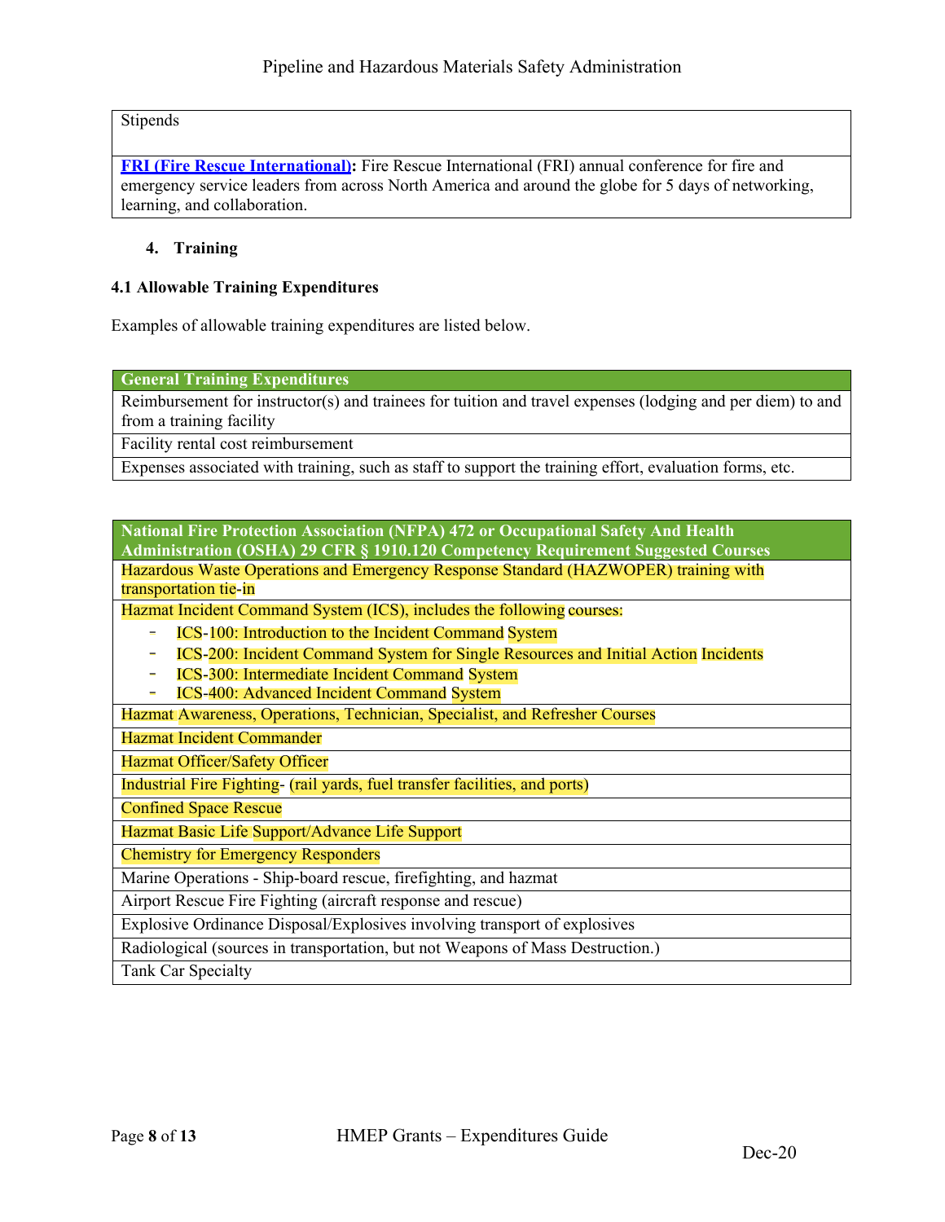| Stipends |
| --- |
| **FRI (Fire Rescue International):** Fire Rescue International (FRI) annual conference for fire and emergency service leaders from across North America and around the globe for 5 days of networking, learning, and collaboration. |

## 4. Training

### 4.1 Allowable Training Expenditures

Examples of allowable training expenditures are listed below.

| General Training Expenditures |
| --- |
| Reimbursement for instructor(s) and trainees for tuition and travel expenses (lodging and per diem) to and from a training facility |
| Facility rental cost reimbursement |
| Expenses associated with training, such as staff to support the training effort, evaluation forms, etc. |

| National Fire Protection Association (NFPA) 472 or Occupational Safety And Health Administration (OSHA) 29 CFR § 1910.120 Competency Requirement Suggested Courses |
| --- |
| Hazardous Waste Operations and Emergency Response Standard (HAZWOPER) training with transportation tie-in |
| Hazmat Incident Command System (ICS), includes the following courses:<br>- ICS-100: Introduction to the Incident Command System<br>- ICS-200: Incident Command System for Single Resources and Initial Action Incidents<br>- ICS-300: Intermediate Incident Command System<br>- ICS-400: Advanced Incident Command System |
| Hazmat Awareness, Operations, Technician, Specialist, and Refresher Courses |
| Hazmat Incident Commander |
| Hazmat Officer/Safety Officer |
| Industrial Fire Fighting- (rail yards, fuel transfer facilities, and ports) |
| Confined Space Rescue |
| Hazmat Basic Life Support/Advance Life Support |
| Chemistry for Emergency Responders |
| Marine Operations - Ship-board rescue, firefighting, and hazmat |
| Airport Rescue Fire Fighting (aircraft response and rescue) |
| Explosive Ordinance Disposal/Explosives involving transport of explosives |
| Radiological (sources in transportation, but not Weapons of Mass Destruction.) |
| Tank Car Specialty |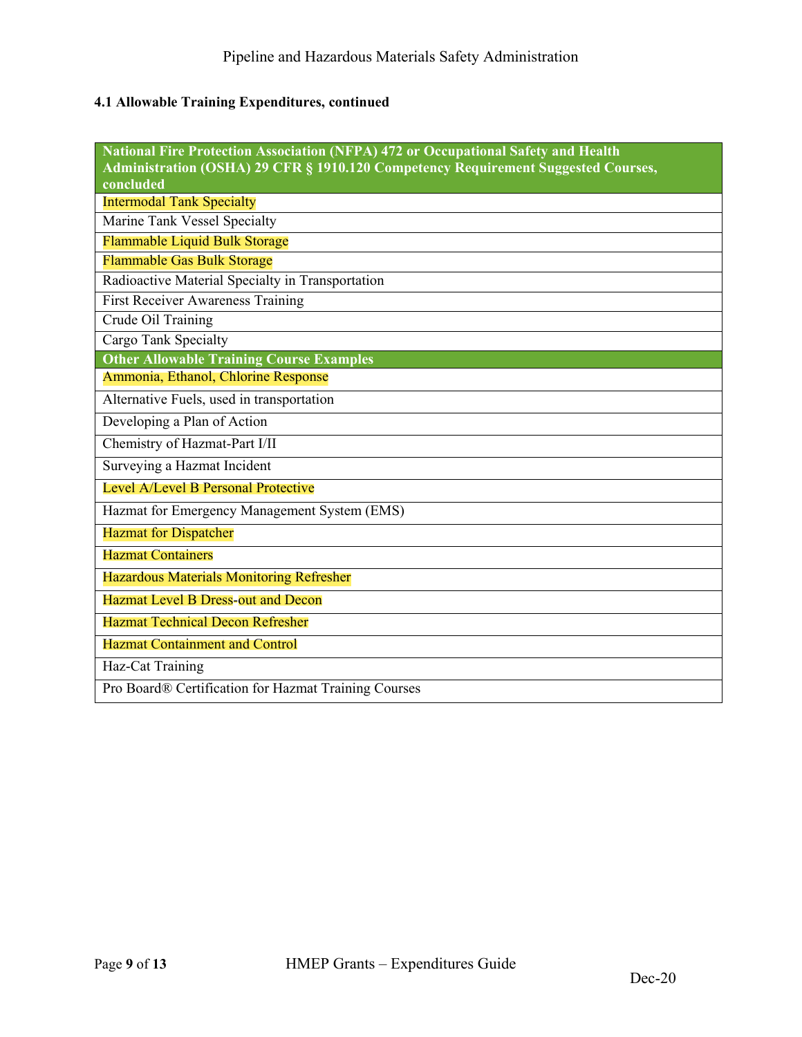### 4.1 Allowable Training Expenditures, continued

| National Fire Protection Association (NFPA) 472 or Occupational Safety and Health Administration (OSHA) 29 CFR § 1910.120 Competency Requirement Suggested Courses, concluded |
|---|
| Intermodal Tank Specialty |
| Marine Tank Vessel Specialty |
| Flammable Liquid Bulk Storage |
| Flammable Gas Bulk Storage |
| Radioactive Material Specialty in Transportation |
| First Receiver Awareness Training |
| Crude Oil Training |
| Cargo Tank Specialty |
| **Other Allowable Training Course Examples** |
| Ammonia, Ethanol, Chlorine Response |
| Alternative Fuels, used in transportation |
| Developing a Plan of Action |
| Chemistry of Hazmat-Part I/II |
| Surveying a Hazmat Incident |
| Level A/Level B Personal Protective |
| Hazmat for Emergency Management System (EMS) |
| Hazmat for Dispatcher |
| Hazmat Containers |
| Hazardous Materials Monitoring Refresher |
| Hazmat Level B Dress-out and Decon |
| Hazmat Technical Decon Refresher |
| Hazmat Containment and Control |
| Haz-Cat Training |
| Pro Board® Certification for Hazmat Training Courses |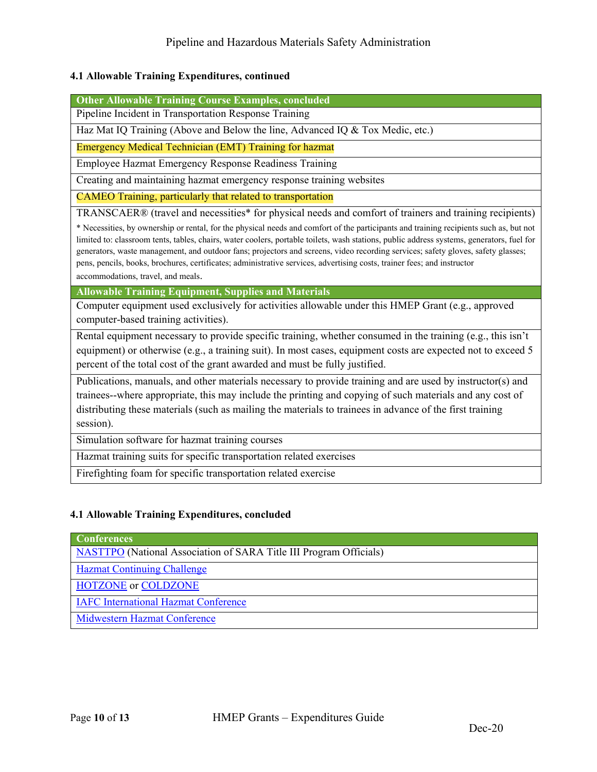### 4.1 Allowable Training Expenditures, continued

| Other Allowable Training Course Examples, concluded |
|---|
| Pipeline Incident in Transportation Response Training |
| Haz Mat IQ Training (Above and Below the line, Advanced IQ & Tox Medic, etc.) |
| Emergency Medical Technician (EMT) Training for hazmat |
| Employee Hazmat Emergency Response Readiness Training |
| Creating and maintaining hazmat emergency response training websites |
| CAMEO Training, particularly that related to transportation |
| TRANSCAER® (travel and necessities* for physical needs and comfort of trainers and training recipients)<br>* Necessities, by ownership or rental, for the physical needs and comfort of the participants and training recipients such as, but not limited to: classroom tents, tables, chairs, water coolers, portable toilets, wash stations, public address systems, generators, fuel for generators, waste management, and outdoor fans; projectors and screens, video recording services; safety gloves, safety glasses; pens, pencils, books, brochures, certificates; administrative services, advertising costs, trainer fees; and instructor accommodations, travel, and meals. |

| Allowable Training Equipment, Supplies and Materials |
|---|
| Computer equipment used exclusively for activities allowable under this HMEP Grant (e.g., approved computer-based training activities). |
| Rental equipment necessary to provide specific training, whether consumed in the training (e.g., this isn't equipment) or otherwise (e.g., a training suit). In most cases, equipment costs are expected not to exceed 5 percent of the total cost of the grant awarded and must be fully justified. |
| Publications, manuals, and other materials necessary to provide training and are used by instructor(s) and trainees--where appropriate, this may include the printing and copying of such materials and any cost of distributing these materials (such as mailing the materials to trainees in advance of the first training session). |
| Simulation software for hazmat training courses |
| Hazmat training suits for specific transportation related exercises |
| Firefighting foam for specific transportation related exercise |

### 4.1 Allowable Training Expenditures, concluded

| Conferences |
|---|
| NASTTPO (National Association of SARA Title III Program Officials) |
| Hazmat Continuing Challenge |
| HOTZONE or COLDZONE |
| IAFC International Hazmat Conference |
| Midwestern Hazmat Conference |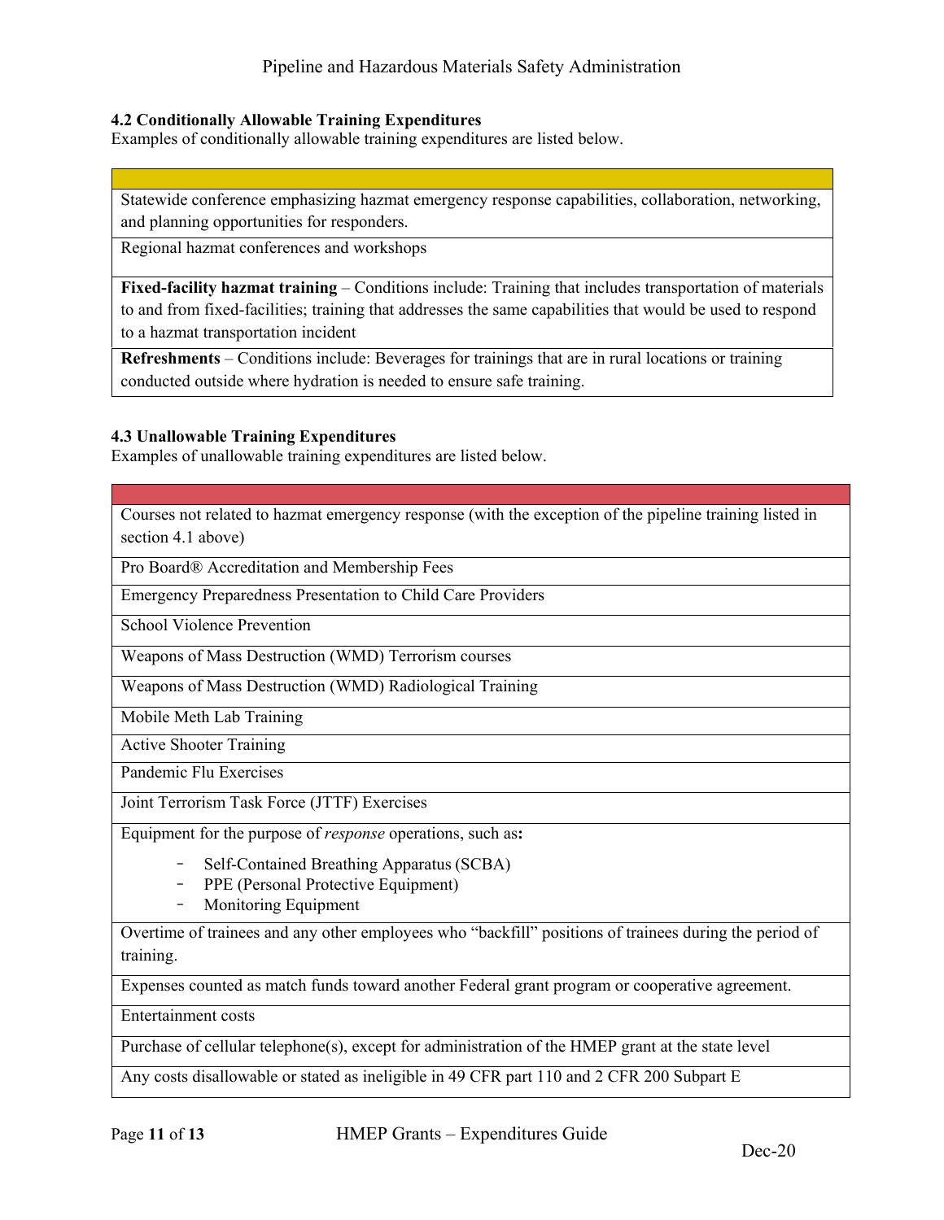### 4.2 Conditionally Allowable Training Expenditures

Examples of conditionally allowable training expenditures are listed below.

| |
|---|
| Statewide conference emphasizing hazmat emergency response capabilities, collaboration, networking, and planning opportunities for responders. |
| Regional hazmat conferences and workshops |
| **Fixed-facility hazmat training** – Conditions include: Training that includes transportation of materials to and from fixed-facilities; training that addresses the same capabilities that would be used to respond to a hazmat transportation incident |
| **Refreshments** – Conditions include: Beverages for trainings that are in rural locations or training conducted outside where hydration is needed to ensure safe training. |

### 4.3 Unallowable Training Expenditures

Examples of unallowable training expenditures are listed below.

| |
|---|
| Courses not related to hazmat emergency response (with the exception of the pipeline training listed in section 4.1 above) |
| Pro Board® Accreditation and Membership Fees |
| Emergency Preparedness Presentation to Child Care Providers |
| School Violence Prevention |
| Weapons of Mass Destruction (WMD) Terrorism courses |
| Weapons of Mass Destruction (WMD) Radiological Training |
| Mobile Meth Lab Training |
| Active Shooter Training |
| Pandemic Flu Exercises |
| Joint Terrorism Task Force (JTTF) Exercises |
| Equipment for the purpose of *response* operations, such as**:** <br> - Self-Contained Breathing Apparatus (SCBA) <br> - PPE (Personal Protective Equipment) <br> - Monitoring Equipment |
| Overtime of trainees and any other employees who "backfill" positions of trainees during the period of training. |
| Expenses counted as match funds toward another Federal grant program or cooperative agreement. |
| Entertainment costs |
| Purchase of cellular telephone(s), except for administration of the HMEP grant at the state level |
| Any costs disallowable or stated as ineligible in 49 CFR part 110 and 2 CFR 200 Subpart E |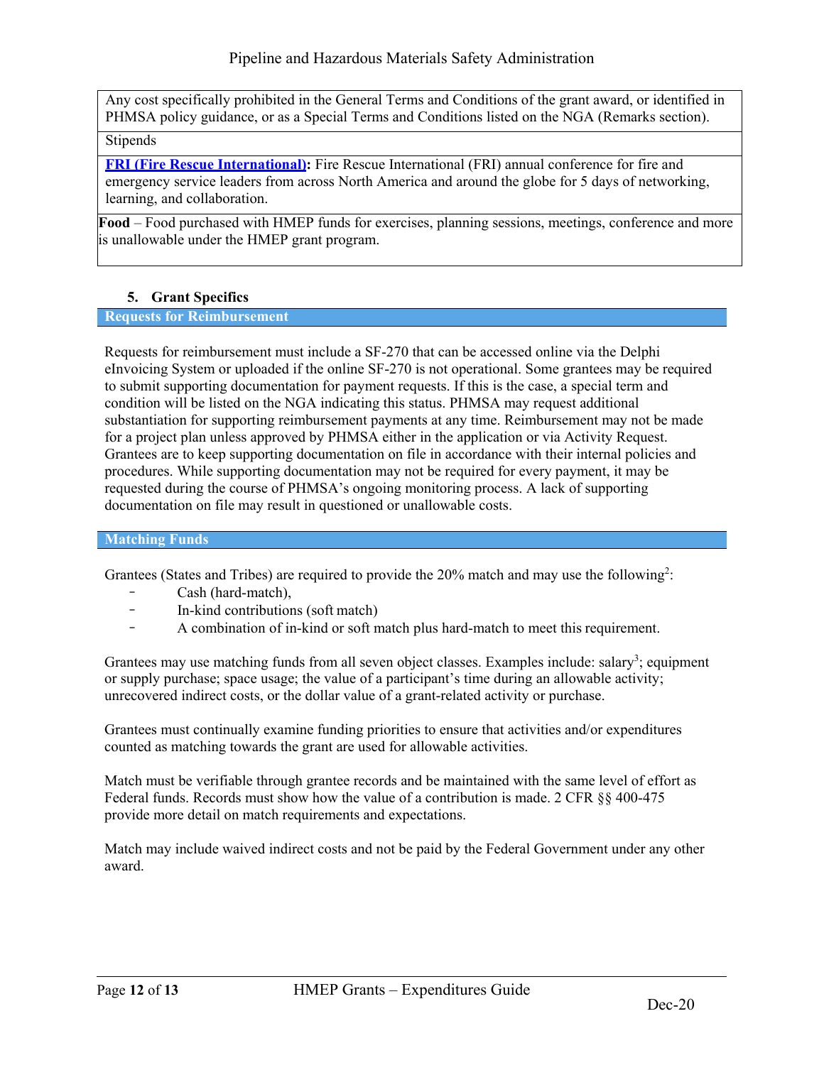| Any cost specifically prohibited in the General Terms and Conditions of the grant award, or identified in PHMSA policy guidance, or as a Special Terms and Conditions listed on the NGA (Remarks section). |
|---|
| Stipends |
| **FRI (Fire Rescue International):** Fire Rescue International (FRI) annual conference for fire and emergency service leaders from across North America and around the globe for 5 days of networking, learning, and collaboration. |
| **Food** – Food purchased with HMEP funds for exercises, planning sessions, meetings, conference and more is unallowable under the HMEP grant program. |

## 5. Grant Specifics

### Requests for Reimbursement

Requests for reimbursement must include a SF-270 that can be accessed online via the Delphi eInvoicing System or uploaded if the online SF-270 is not operational. Some grantees may be required to submit supporting documentation for payment requests. If this is the case, a special term and condition will be listed on the NGA indicating this status. PHMSA may request additional substantiation for supporting reimbursement payments at any time. Reimbursement may not be made for a project plan unless approved by PHMSA either in the application or via Activity Request. Grantees are to keep supporting documentation on file in accordance with their internal policies and procedures. While supporting documentation may not be required for every payment, it may be requested during the course of PHMSA's ongoing monitoring process. A lack of supporting documentation on file may result in questioned or unallowable costs.

### Matching Funds

Grantees (States and Tribes) are required to provide the 20% match and may use the following[2]:

- Cash (hard-match),
- In-kind contributions (soft match)
- A combination of in-kind or soft match plus hard-match to meet this requirement.

Grantees may use matching funds from all seven object classes. Examples include: salary[3]; equipment or supply purchase; space usage; the value of a participant's time during an allowable activity; unrecovered indirect costs, or the dollar value of a grant-related activity or purchase.

Grantees must continually examine funding priorities to ensure that activities and/or expenditures counted as matching towards the grant are used for allowable activities.

Match must be verifiable through grantee records and be maintained with the same level of effort as Federal funds. Records must show how the value of a contribution is made. 2 CFR §§ 400-475 provide more detail on match requirements and expectations.

Match may include waived indirect costs and not be paid by the Federal Government under any other award.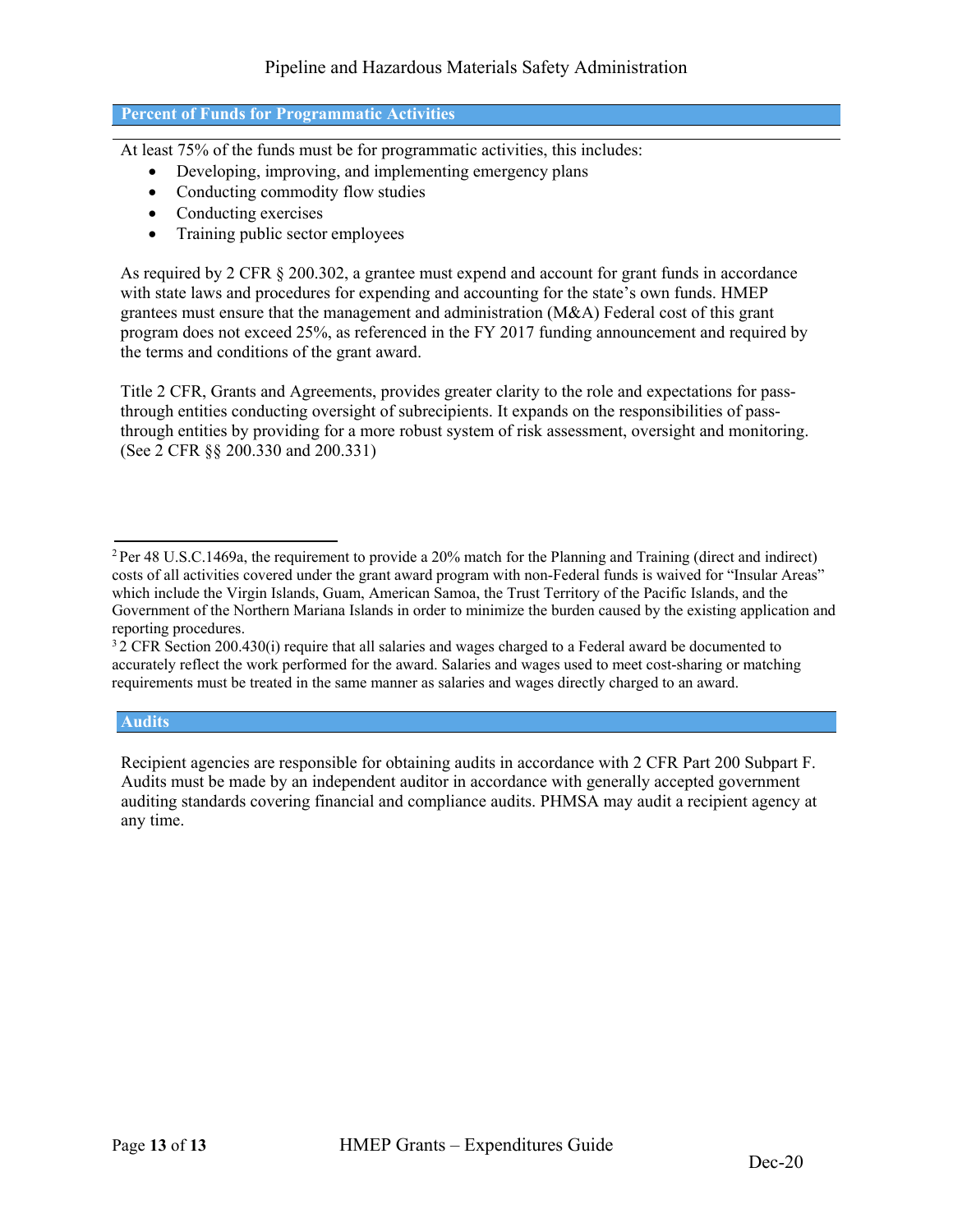## Percent of Funds for Programmatic Activities

At least 75% of the funds must be for programmatic activities, this includes:

- Developing, improving, and implementing emergency plans
- Conducting commodity flow studies
- Conducting exercises
- Training public sector employees

As required by 2 CFR § 200.302, a grantee must expend and account for grant funds in accordance with state laws and procedures for expending and accounting for the state's own funds. HMEP grantees must ensure that the management and administration (M&A) Federal cost of this grant program does not exceed 25%, as referenced in the FY 2017 funding announcement and required by the terms and conditions of the grant award.

Title 2 CFR, Grants and Agreements, provides greater clarity to the role and expectations for pass-through entities conducting oversight of subrecipients. It expands on the responsibilities of pass-through entities by providing for a more robust system of risk assessment, oversight and monitoring. (See 2 CFR §§ 200.330 and 200.331)

---

[2] Per 48 U.S.C.1469a, the requirement to provide a 20% match for the Planning and Training (direct and indirect) costs of all activities covered under the grant award program with non-Federal funds is waived for "Insular Areas" which include the Virgin Islands, Guam, American Samoa, the Trust Territory of the Pacific Islands, and the Government of the Northern Mariana Islands in order to minimize the burden caused by the existing application and reporting procedures.

[3] 2 CFR Section 200.430(i) require that all salaries and wages charged to a Federal award be documented to accurately reflect the work performed for the award. Salaries and wages used to meet cost-sharing or matching requirements must be treated in the same manner as salaries and wages directly charged to an award.

## Audits

Recipient agencies are responsible for obtaining audits in accordance with 2 CFR Part 200 Subpart F. Audits must be made by an independent auditor in accordance with generally accepted government auditing standards covering financial and compliance audits. PHMSA may audit a recipient agency at any time.